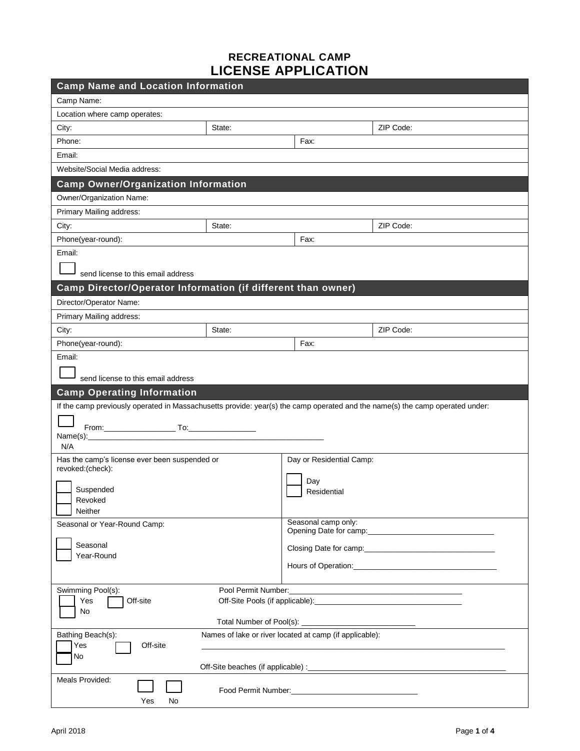# RECREATIONAL CAMP
# LICENSE APPLICATION

## Camp Name and Location Information

Camp Name:

Location where camp operates:

| City: | State: | ZIP Code: |
|---|---|---|

| Phone: | Fax: |
|---|---|

Email:

Website/Social Media address:

## Camp Owner/Organization Information

Owner/Organization Name:

Primary Mailing address:

| City: | State: | ZIP Code: |
|---|---|---|

| Phone(year-round): | Fax: |
|---|---|

Email:

☐ send license to this email address

## Camp Director/Operator Information (if different than owner)

Director/Operator Name:

Primary Mailing address:

| City: | State: | ZIP Code: |
|---|---|---|

| Phone(year-round): | Fax: |
|---|---|

Email:

☐ send license to this email address

## Camp Operating Information

If the camp previously operated in Massachusetts provide: year(s) the camp operated and the name(s) the camp operated under:

From:________________ To:_______________

Name(s):_______________________________________________________

☐ N/A

Has the camp's license ever been suspended or revoked:(check):

☐ Suspended
☐ Revoked
☐ Neither

Day or Residential Camp:

☐ Day
☐ Residential

Seasonal or Year-Round Camp:

☐ Seasonal
☐ Year-Round

Seasonal camp only:
Opening Date for camp:_____________________________

Closing Date for camp:_____________________________

Hours of Operation:_________________________________

Swimming Pool(s):
☐ Yes ☐ Off-site
☐ No

Pool Permit Number:______________________________________

Off-Site Pools (if applicable):_________________________________

Total Number of Pool(s): __________________________

Bathing Beach(s):
☐ Yes ☐ Off-site
☐ No

Names of lake or river located at camp (if applicable):
_________________________________________________________________________

Off-Site beaches (if applicable) :_____________________________________________

Meals Provided:
☐ Yes ☐ No

Food Permit Number:_____________________________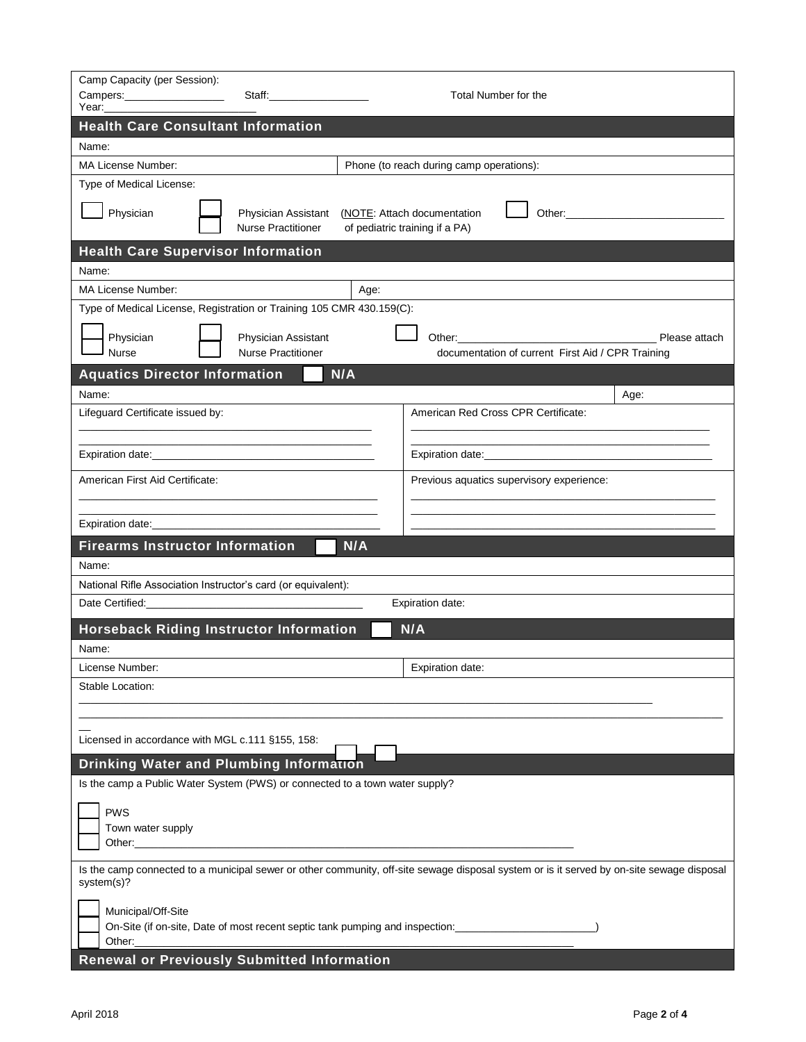Camp Capacity (per Session):

Campers:\_\_\_\_\_\_\_\_\_\_\_\_\_\_\_\_\_ Staff:\_\_\_\_\_\_\_\_\_\_\_\_\_\_\_\_\_ Total Number for the Year:\_\_\_\_\_\_\_\_\_\_\_\_\_\_\_\_\_\_\_\_\_\_\_\_

## Health Care Consultant Information

Name:

MA License Number: | Phone (to reach during camp operations):

Type of Medical License:

☐ Physician ☐ Physician Assistant (NOTE: Attach documentation of pediatric training if a PA) ☐ Nurse Practitioner ☐ Other:\_\_\_\_\_\_\_\_\_\_\_\_\_\_\_\_\_\_\_\_\_\_\_\_\_\_

## Health Care Supervisor Information

Name:

MA License Number: | Age:

Type of Medical License, Registration or Training 105 CMR 430.159(C):

☐ Physician ☐ Nurse ☐ Physician Assistant ☐ Nurse Practitioner ☐ Other:\_\_\_\_\_\_\_\_\_\_\_\_\_\_\_\_\_\_\_\_\_\_\_\_\_\_\_\_\_\_\_\_\_\_ Please attach documentation of current First Aid / CPR Training

## Aquatics Director Information ☐ N/A

Name: | Age:

| Lifeguard Certificate issued by: | American Red Cross CPR Certificate: |
|---|---|
| Expiration date:\_\_\_\_\_\_\_\_\_\_\_\_\_\_\_\_\_\_\_\_ | Expiration date:\_\_\_\_\_\_\_\_\_\_\_\_\_\_\_\_\_\_\_\_ |
| American First Aid Certificate: | Previous aquatics supervisory experience: |
| Expiration date:\_\_\_\_\_\_\_\_\_\_\_\_\_\_\_\_\_\_\_\_ | |

## Firearms Instructor Information ☐ N/A

Name:

National Rifle Association Instructor's card (or equivalent):

Date Certified:\_\_\_\_\_\_\_\_\_\_\_\_\_\_\_\_\_\_\_\_\_\_\_\_\_\_\_\_\_\_\_\_\_\_\_\_ Expiration date:

## Horseback Riding Instructor Information ☐ N/A

Name:

License Number: | Expiration date:

Stable Location:

Licensed in accordance with MGL c.111 §155, 158: ☐ ☐

## Drinking Water and Plumbing Information

Is the camp a Public Water System (PWS) or connected to a town water supply?

☐ PWS
☐ Town water supply
☐ Other:\_\_\_\_\_\_\_\_\_\_\_\_\_\_\_\_\_\_\_\_\_\_\_\_\_\_\_\_\_\_\_\_\_\_\_\_\_\_\_\_\_\_\_\_\_\_\_\_\_\_\_\_\_\_\_\_\_\_\_\_\_\_\_\_\_\_\_\_\_\_\_\_\_\_\_\_

Is the camp connected to a municipal sewer or other community, off-site sewage disposal system or is it served by on-site sewage disposal system(s)?

☐ Municipal/Off-Site
☐ On-Site (if on-site, Date of most recent septic tank pumping and inspection:\_\_\_\_\_\_\_\_\_\_\_\_\_\_\_\_\_\_\_\_\_\_\_\_)
☐ Other:\_\_\_\_\_\_\_\_\_\_\_\_\_\_\_\_\_\_\_\_\_\_\_\_\_\_\_\_\_\_\_\_\_\_\_\_\_\_\_\_\_\_\_\_\_\_\_\_\_\_\_\_\_\_\_\_\_\_\_\_\_\_\_\_\_\_\_\_\_\_\_\_\_\_\_\_

## Renewal or Previously Submitted Information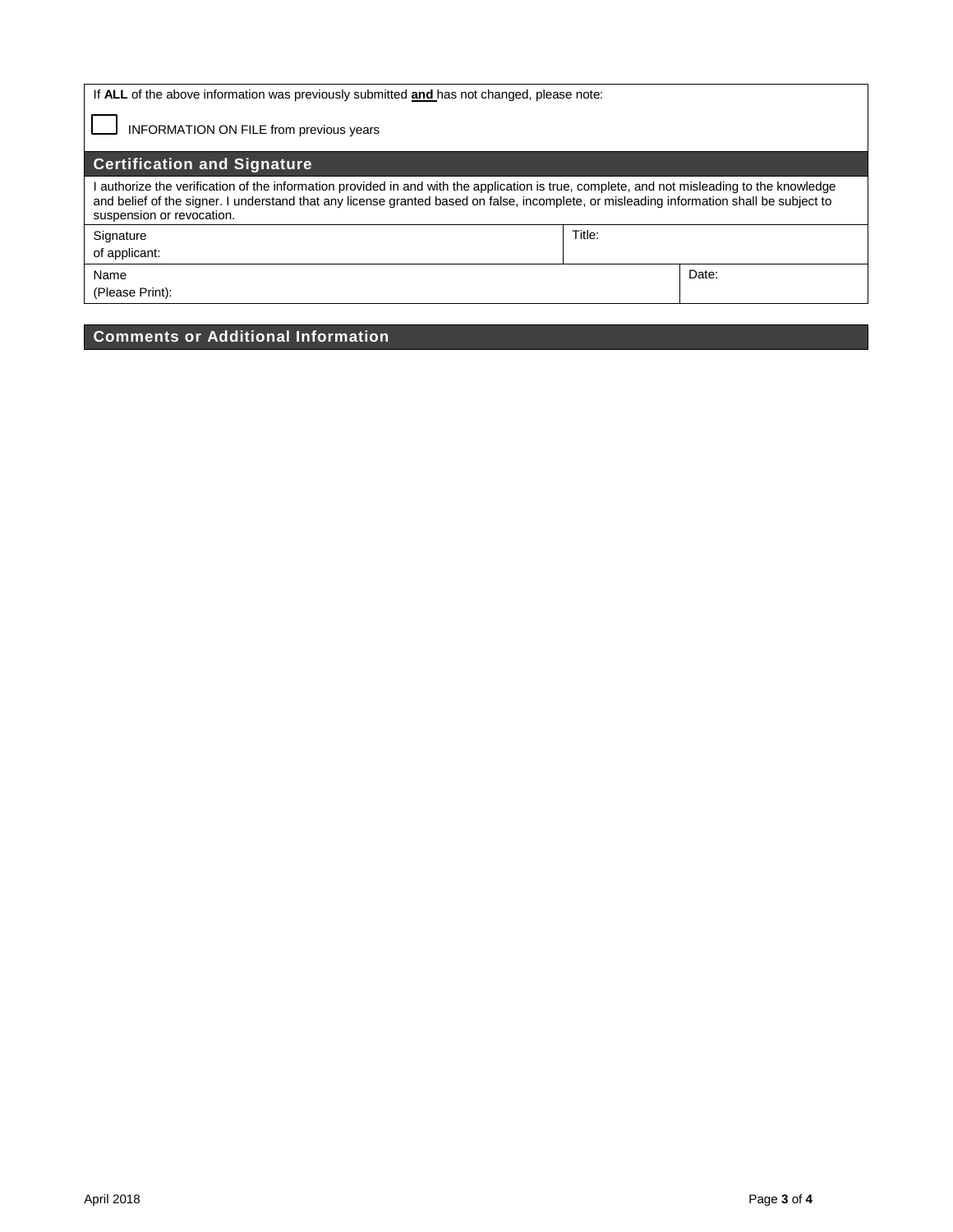If **ALL** of the above information was previously submitted **and** has not changed, please note:

☐ INFORMATION ON FILE from previous years

## Certification and Signature

I authorize the verification of the information provided in and with the application is true, complete, and not misleading to the knowledge and belief of the signer. I understand that any license granted based on false, incomplete, or misleading information shall be subject to suspension or revocation.

| Signature of applicant: | Title: |
|---|---|
| Name (Please Print): | Date: |

## Comments or Additional Information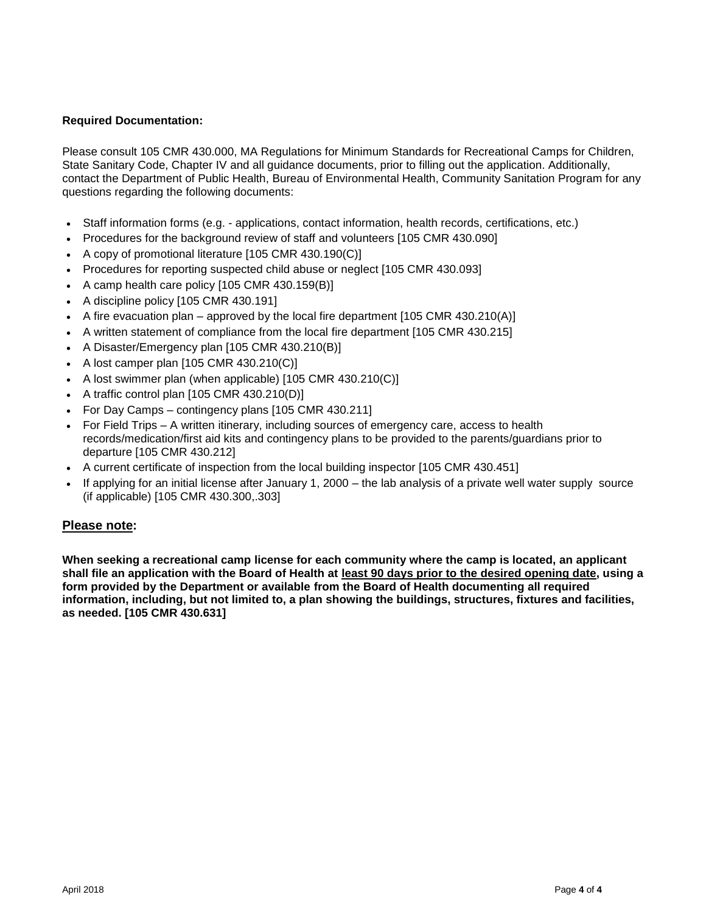**Required Documentation:**

Please consult 105 CMR 430.000, MA Regulations for Minimum Standards for Recreational Camps for Children, State Sanitary Code, Chapter IV and all guidance documents, prior to filling out the application. Additionally, contact the Department of Public Health, Bureau of Environmental Health, Community Sanitation Program for any questions regarding the following documents:

- Staff information forms (e.g. - applications, contact information, health records, certifications, etc.)
- Procedures for the background review of staff and volunteers [105 CMR 430.090]
- A copy of promotional literature [105 CMR 430.190(C)]
- Procedures for reporting suspected child abuse or neglect [105 CMR 430.093]
- A camp health care policy [105 CMR 430.159(B)]
- A discipline policy [105 CMR 430.191]
- A fire evacuation plan – approved by the local fire department [105 CMR 430.210(A)]
- A written statement of compliance from the local fire department [105 CMR 430.215]
- A Disaster/Emergency plan [105 CMR 430.210(B)]
- A lost camper plan [105 CMR 430.210(C)]
- A lost swimmer plan (when applicable) [105 CMR 430.210(C)]
- A traffic control plan [105 CMR 430.210(D)]
- For Day Camps – contingency plans [105 CMR 430.211]
- For Field Trips – A written itinerary, including sources of emergency care, access to health records/medication/first aid kits and contingency plans to be provided to the parents/guardians prior to departure [105 CMR 430.212]
- A current certificate of inspection from the local building inspector [105 CMR 430.451]
- If applying for an initial license after January 1, 2000 – the lab analysis of a private well water supply source (if applicable) [105 CMR 430.300,.303]

## Please note:

**When seeking a recreational camp license for each community where the camp is located, an applicant shall file an application with the Board of Health at least 90 days prior to the desired opening date, using a form provided by the Department or available from the Board of Health documenting all required information, including, but not limited to, a plan showing the buildings, structures, fixtures and facilities, as needed. [105 CMR 430.631]**

April 2018